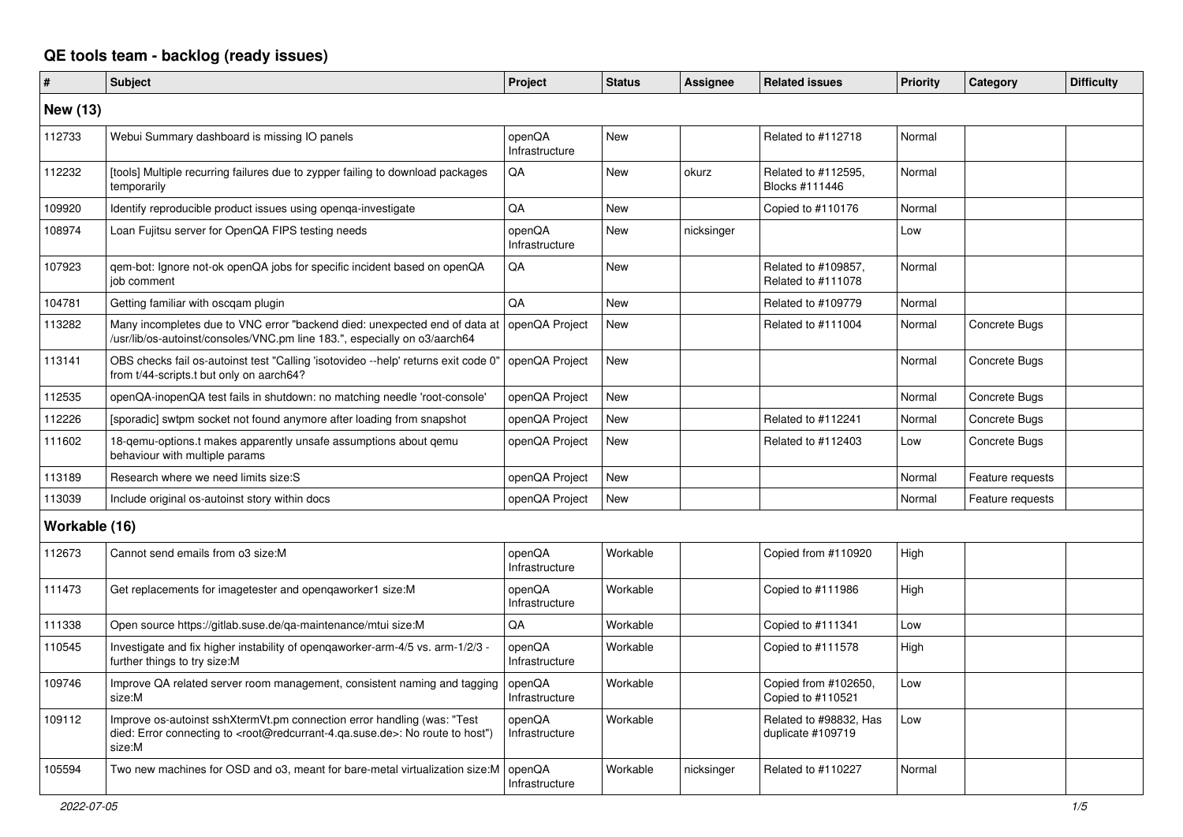# QE tools team - backlog (ready issues)

| # | Subject | Project | Status | Assignee | Related issues | Priority | Category | Difficulty |
|---|---|---|---|---|---|---|---|---|
| **New (13)** | | | | | | | | |
| 112733 | Webui Summary dashboard is missing IO panels | openQA Infrastructure | New | | Related to #112718 | Normal | | |
| 112232 | [tools] Multiple recurring failures due to zypper failing to download packages temporarily | QA | New | okurz | Related to #112595, Blocks #111446 | Normal | | |
| 109920 | Identify reproducible product issues using openqa-investigate | QA | New | | Copied to #110176 | Normal | | |
| 108974 | Loan Fujitsu server for OpenQA FIPS testing needs | openQA Infrastructure | New | nicksinger | | Low | | |
| 107923 | qem-bot: Ignore not-ok openQA jobs for specific incident based on openQA job comment | QA | New | | Related to #109857, Related to #111078 | Normal | | |
| 104781 | Getting familiar with oscqam plugin | QA | New | | Related to #109779 | Normal | | |
| 113282 | Many incompletes due to VNC error "backend died: unexpected end of data at /usr/lib/os-autoinst/consoles/VNC.pm line 183.", especially on o3/aarch64 | openQA Project | New | | Related to #111004 | Normal | Concrete Bugs | |
| 113141 | OBS checks fail os-autoinst test "Calling 'isotovideo --help' returns exit code 0" from t/44-scripts.t but only on aarch64? | openQA Project | New | | | Normal | Concrete Bugs | |
| 112535 | openQA-inopenQA test fails in shutdown: no matching needle 'root-console' | openQA Project | New | | | Normal | Concrete Bugs | |
| 112226 | [sporadic] swtpm socket not found anymore after loading from snapshot | openQA Project | New | | Related to #112241 | Normal | Concrete Bugs | |
| 111602 | 18-qemu-options.t makes apparently unsafe assumptions about qemu behaviour with multiple params | openQA Project | New | | Related to #112403 | Low | Concrete Bugs | |
| 113189 | Research where we need limits size:S | openQA Project | New | | | Normal | Feature requests | |
| 113039 | Include original os-autoinst story within docs | openQA Project | New | | | Normal | Feature requests | |
| **Workable (16)** | | | | | | | | |
| 112673 | Cannot send emails from o3 size:M | openQA Infrastructure | Workable | | Copied from #110920 | High | | |
| 111473 | Get replacements for imagetester and openqaworker1 size:M | openQA Infrastructure | Workable | | Copied to #111986 | High | | |
| 111338 | Open source https://gitlab.suse.de/qa-maintenance/mtui size:M | QA | Workable | | Copied to #111341 | Low | | |
| 110545 | Investigate and fix higher instability of openqaworker-arm-4/5 vs. arm-1/2/3 - further things to try size:M | openQA Infrastructure | Workable | | Copied to #111578 | High | | |
| 109746 | Improve QA related server room management, consistent naming and tagging size:M | openQA Infrastructure | Workable | | Copied from #102650, Copied to #110521 | Low | | |
| 109112 | Improve os-autoinst sshXtermVt.pm connection error handling (was: "Test died: Error connecting to <root@redcurrant-4.qa.suse.de>: No route to host") size:M | openQA Infrastructure | Workable | | Related to #98832, Has duplicate #109719 | Low | | |
| 105594 | Two new machines for OSD and o3, meant for bare-metal virtualization size:M | openQA Infrastructure | Workable | nicksinger | Related to #110227 | Normal | | |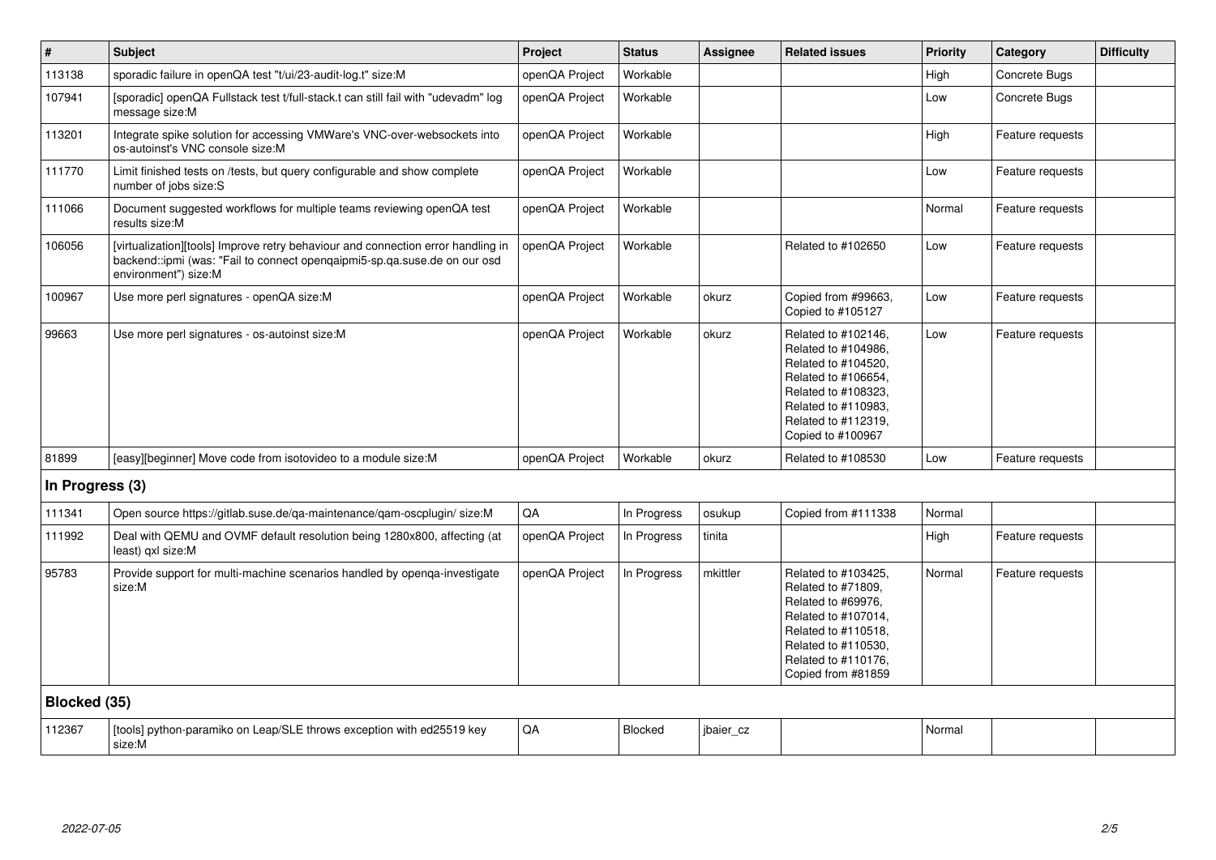| # | Subject | Project | Status | Assignee | Related issues | Priority | Category | Difficulty |
|---|---|---|---|---|---|---|---|---|
| 113138 | sporadic failure in openQA test "t/ui/23-audit-log.t" size:M | openQA Project | Workable | | | High | Concrete Bugs | |
| 107941 | [sporadic] openQA Fullstack test t/full-stack.t can still fail with "udevadm" log message size:M | openQA Project | Workable | | | Low | Concrete Bugs | |
| 113201 | Integrate spike solution for accessing VMWare's VNC-over-websockets into os-autoinst's VNC console size:M | openQA Project | Workable | | | High | Feature requests | |
| 111770 | Limit finished tests on /tests, but query configurable and show complete number of jobs size:S | openQA Project | Workable | | | Low | Feature requests | |
| 111066 | Document suggested workflows for multiple teams reviewing openQA test results size:M | openQA Project | Workable | | | Normal | Feature requests | |
| 106056 | [virtualization][tools] Improve retry behaviour and connection error handling in backend::ipmi (was: "Fail to connect openqaipmi5-sp.qa.suse.de on our osd environment") size:M | openQA Project | Workable | | Related to #102650 | Low | Feature requests | |
| 100967 | Use more perl signatures - openQA size:M | openQA Project | Workable | okurz | Copied from #99663, Copied to #105127 | Low | Feature requests | |
| 99663 | Use more perl signatures - os-autoinst size:M | openQA Project | Workable | okurz | Related to #102146, Related to #104986, Related to #104520, Related to #106654, Related to #108323, Related to #110983, Related to #112319, Copied to #100967 | Low | Feature requests | |
| 81899 | [easy][beginner] Move code from isotovideo to a module size:M | openQA Project | Workable | okurz | Related to #108530 | Low | Feature requests | |
| **In Progress (3)** | | | | | | | | |
| 111341 | Open source https://gitlab.suse.de/qa-maintenance/qam-oscplugin/ size:M | QA | In Progress | osukup | Copied from #111338 | Normal | | |
| 111992 | Deal with QEMU and OVMF default resolution being 1280x800, affecting (at least) qxl size:M | openQA Project | In Progress | tinita | | High | Feature requests | |
| 95783 | Provide support for multi-machine scenarios handled by openqa-investigate size:M | openQA Project | In Progress | mkittler | Related to #103425, Related to #71809, Related to #69976, Related to #107014, Related to #110518, Related to #110530, Related to #110176, Copied from #81859 | Normal | Feature requests | |
| **Blocked (35)** | | | | | | | | |
| 112367 | [tools] python-paramiko on Leap/SLE throws exception with ed25519 key size:M | QA | Blocked | jbaier_cz | | Normal | | |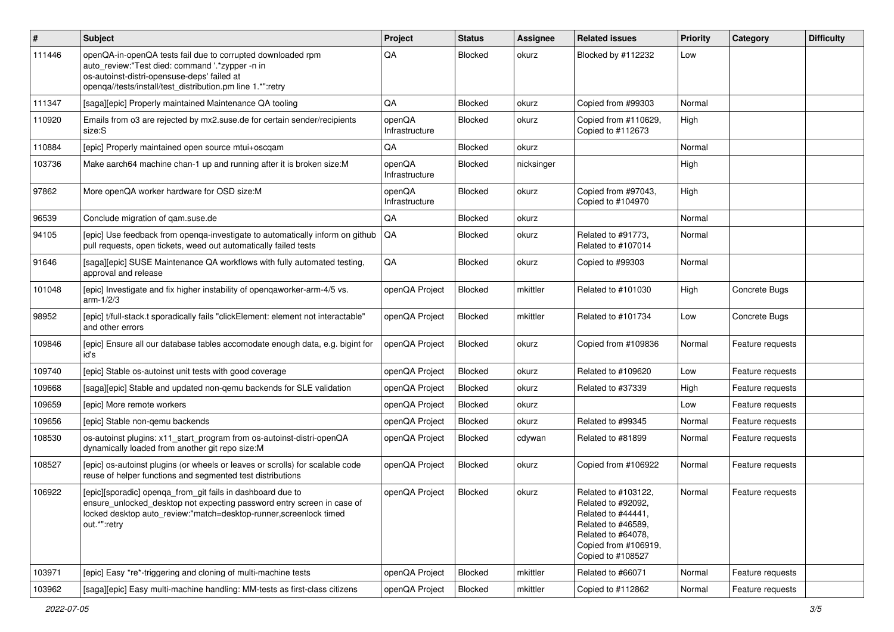| # | Subject | Project | Status | Assignee | Related issues | Priority | Category | Difficulty |
|---|---|---|---|---|---|---|---|---|
| 111446 | openQA-in-openQA tests fail due to corrupted downloaded rpm auto_review:"Test died: command '.*zypper -n in os-autoinst-distri-opensuse-deps' failed at openqa//tests/install/test_distribution.pm line 1.*":retry | QA | Blocked | okurz | Blocked by #112232 | Low | | |
| 111347 | [saga][epic] Properly maintained Maintenance QA tooling | QA | Blocked | okurz | Copied from #99303 | Normal | | |
| 110920 | Emails from o3 are rejected by mx2.suse.de for certain sender/recipients size:S | openQA Infrastructure | Blocked | okurz | Copied from #110629, Copied to #112673 | High | | |
| 110884 | [epic] Properly maintained open source mtui+oscqam | QA | Blocked | okurz | | Normal | | |
| 103736 | Make aarch64 machine chan-1 up and running after it is broken size:M | openQA Infrastructure | Blocked | nicksinger | | High | | |
| 97862 | More openQA worker hardware for OSD size:M | openQA Infrastructure | Blocked | okurz | Copied from #97043, Copied to #104970 | High | | |
| 96539 | Conclude migration of qam.suse.de | QA | Blocked | okurz | | Normal | | |
| 94105 | [epic] Use feedback from openqa-investigate to automatically inform on github pull requests, open tickets, weed out automatically failed tests | QA | Blocked | okurz | Related to #91773, Related to #107014 | Normal | | |
| 91646 | [saga][epic] SUSE Maintenance QA workflows with fully automated testing, approval and release | QA | Blocked | okurz | Copied to #99303 | Normal | | |
| 101048 | [epic] Investigate and fix higher instability of openqaworker-arm-4/5 vs. arm-1/2/3 | openQA Project | Blocked | mkittler | Related to #101030 | High | Concrete Bugs | |
| 98952 | [epic] t/full-stack.t sporadically fails "clickElement: element not interactable" and other errors | openQA Project | Blocked | mkittler | Related to #101734 | Low | Concrete Bugs | |
| 109846 | [epic] Ensure all our database tables accomodate enough data, e.g. bigint for id's | openQA Project | Blocked | okurz | Copied from #109836 | Normal | Feature requests | |
| 109740 | [epic] Stable os-autoinst unit tests with good coverage | openQA Project | Blocked | okurz | Related to #109620 | Low | Feature requests | |
| 109668 | [saga][epic] Stable and updated non-qemu backends for SLE validation | openQA Project | Blocked | okurz | Related to #37339 | High | Feature requests | |
| 109659 | [epic] More remote workers | openQA Project | Blocked | okurz | | Low | Feature requests | |
| 109656 | [epic] Stable non-qemu backends | openQA Project | Blocked | okurz | Related to #99345 | Normal | Feature requests | |
| 108530 | os-autoinst plugins: x11_start_program from os-autoinst-distri-openQA dynamically loaded from another git repo size:M | openQA Project | Blocked | cdywan | Related to #81899 | Normal | Feature requests | |
| 108527 | [epic] os-autoinst plugins (or wheels or leaves or scrolls) for scalable code reuse of helper functions and segmented test distributions | openQA Project | Blocked | okurz | Copied from #106922 | Normal | Feature requests | |
| 106922 | [epic][sporadic] openqa_from_git fails in dashboard due to ensure_unlocked_desktop not expecting password entry screen in case of locked desktop auto_review:"match=desktop-runner,screenlock timed out.*":retry | openQA Project | Blocked | okurz | Related to #103122, Related to #92092, Related to #44441, Related to #46589, Related to #64078, Copied from #106919, Copied to #108527 | Normal | Feature requests | |
| 103971 | [epic] Easy *re*-triggering and cloning of multi-machine tests | openQA Project | Blocked | mkittler | Related to #66071 | Normal | Feature requests | |
| 103962 | [saga][epic] Easy multi-machine handling: MM-tests as first-class citizens | openQA Project | Blocked | mkittler | Copied to #112862 | Normal | Feature requests | |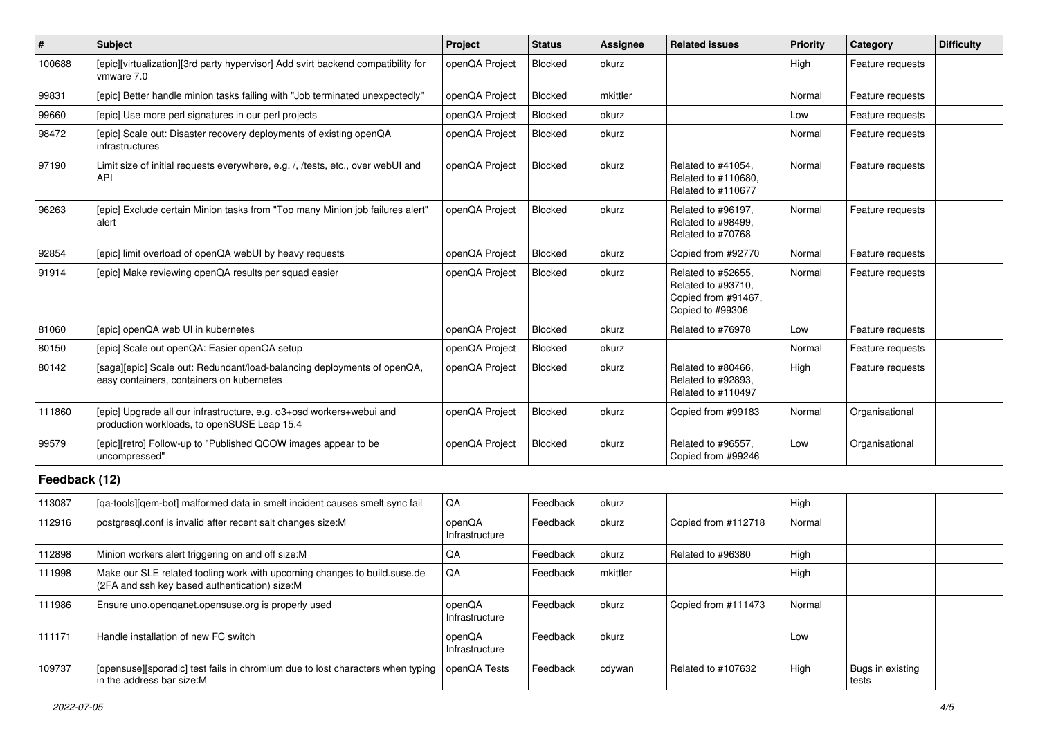| # | Subject | Project | Status | Assignee | Related issues | Priority | Category | Difficulty |
|---|---|---|---|---|---|---|---|---|
| 100688 | [epic][virtualization][3rd party hypervisor] Add svirt backend compatibility for vmware 7.0 | openQA Project | Blocked | okurz | | High | Feature requests | |
| 99831 | [epic] Better handle minion tasks failing with "Job terminated unexpectedly" | openQA Project | Blocked | mkittler | | Normal | Feature requests | |
| 99660 | [epic] Use more perl signatures in our perl projects | openQA Project | Blocked | okurz | | Low | Feature requests | |
| 98472 | [epic] Scale out: Disaster recovery deployments of existing openQA infrastructures | openQA Project | Blocked | okurz | | Normal | Feature requests | |
| 97190 | Limit size of initial requests everywhere, e.g. /, /tests, etc., over webUI and API | openQA Project | Blocked | okurz | Related to #41054, Related to #110680, Related to #110677 | Normal | Feature requests | |
| 96263 | [epic] Exclude certain Minion tasks from "Too many Minion job failures alert" alert | openQA Project | Blocked | okurz | Related to #96197, Related to #98499, Related to #70768 | Normal | Feature requests | |
| 92854 | [epic] limit overload of openQA webUI by heavy requests | openQA Project | Blocked | okurz | Copied from #92770 | Normal | Feature requests | |
| 91914 | [epic] Make reviewing openQA results per squad easier | openQA Project | Blocked | okurz | Related to #52655, Related to #93710, Copied from #91467, Copied to #99306 | Normal | Feature requests | |
| 81060 | [epic] openQA web UI in kubernetes | openQA Project | Blocked | okurz | Related to #76978 | Low | Feature requests | |
| 80150 | [epic] Scale out openQA: Easier openQA setup | openQA Project | Blocked | okurz | | Normal | Feature requests | |
| 80142 | [saga][epic] Scale out: Redundant/load-balancing deployments of openQA, easy containers, containers on kubernetes | openQA Project | Blocked | okurz | Related to #80466, Related to #92893, Related to #110497 | High | Feature requests | |
| 111860 | [epic] Upgrade all our infrastructure, e.g. o3+osd workers+webui and production workloads, to openSUSE Leap 15.4 | openQA Project | Blocked | okurz | Copied from #99183 | Normal | Organisational | |
| 99579 | [epic][retro] Follow-up to "Published QCOW images appear to be uncompressed" | openQA Project | Blocked | okurz | Related to #96557, Copied from #99246 | Low | Organisational | |
| **Feedback (12)** | | | | | | | | |
| 113087 | [qa-tools][qem-bot] malformed data in smelt incident causes smelt sync fail | QA | Feedback | okurz | | High | | |
| 112916 | postgresql.conf is invalid after recent salt changes size:M | openQA Infrastructure | Feedback | okurz | Copied from #112718 | Normal | | |
| 112898 | Minion workers alert triggering on and off size:M | QA | Feedback | okurz | Related to #96380 | High | | |
| 111998 | Make our SLE related tooling work with upcoming changes to build.suse.de (2FA and ssh key based authentication) size:M | QA | Feedback | mkittler | | High | | |
| 111986 | Ensure uno.openqanet.opensuse.org is properly used | openQA Infrastructure | Feedback | okurz | Copied from #111473 | Normal | | |
| 111171 | Handle installation of new FC switch | openQA Infrastructure | Feedback | okurz | | Low | | |
| 109737 | [opensuse][sporadic] test fails in chromium due to lost characters when typing in the address bar size:M | openQA Tests | Feedback | cdywan | Related to #107632 | High | Bugs in existing tests | |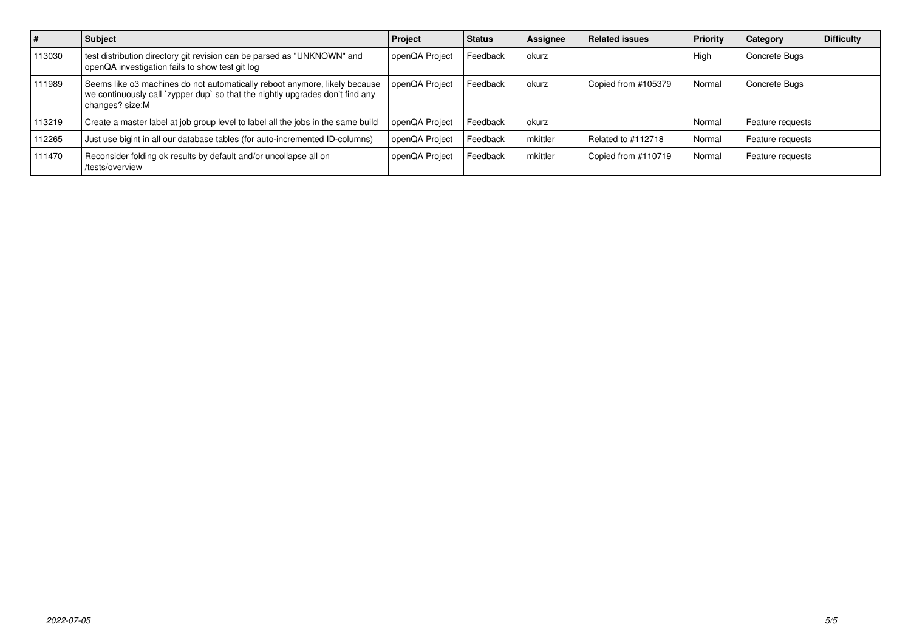| # | Subject | Project | Status | Assignee | Related issues | Priority | Category | Difficulty |
|---|---|---|---|---|---|---|---|---|
| 113030 | test distribution directory git revision can be parsed as "UNKNOWN" and openQA investigation fails to show test git log | openQA Project | Feedback | okurz | | High | Concrete Bugs | |
| 111989 | Seems like o3 machines do not automatically reboot anymore, likely because we continuously call `zypper dup` so that the nightly upgrades don't find any changes? size:M | openQA Project | Feedback | okurz | Copied from #105379 | Normal | Concrete Bugs | |
| 113219 | Create a master label at job group level to label all the jobs in the same build | openQA Project | Feedback | okurz | | Normal | Feature requests | |
| 112265 | Just use bigint in all our database tables (for auto-incremented ID-columns) | openQA Project | Feedback | mkittler | Related to #112718 | Normal | Feature requests | |
| 111470 | Reconsider folding ok results by default and/or uncollapse all on /tests/overview | openQA Project | Feedback | mkittler | Copied from #110719 | Normal | Feature requests | |

2022-07-05